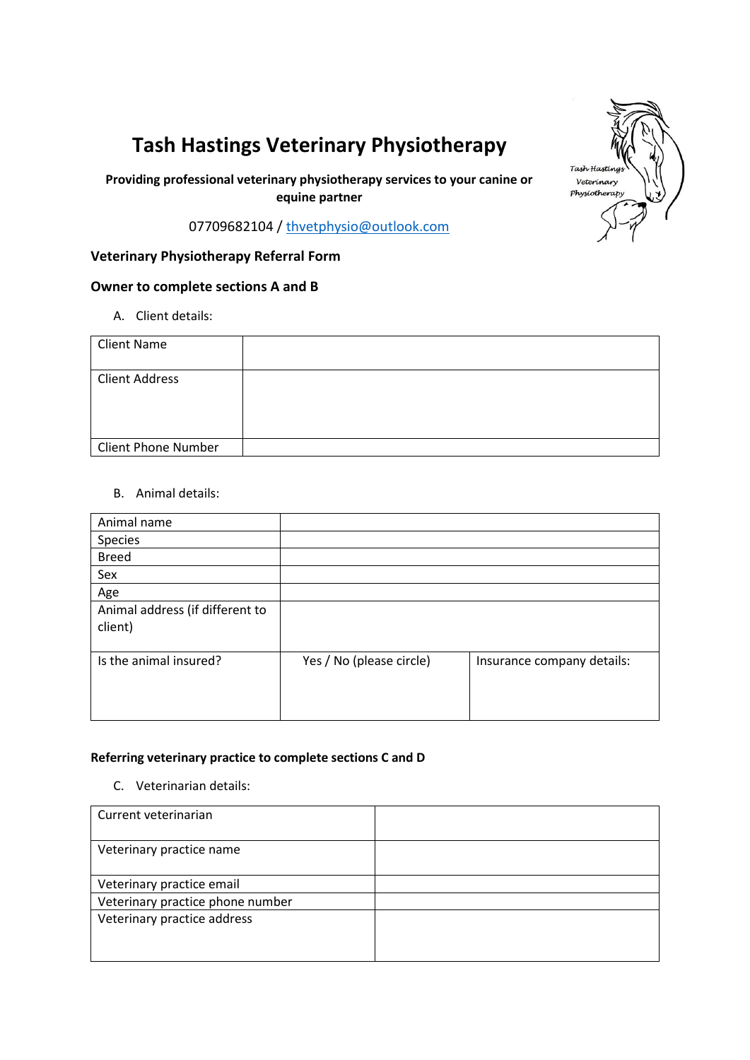# Tash Hastings Veterinary Physiotherapy

**Providing professional veterinary physiotherapy services to your canine or equine partner**

07709682104 / thvetphysio@outlook.com

**Veterinary Physiotherapy Referral Form**

**Owner to complete sections A and B**

A. Client details:

| Client Name | |
|---|---|
| Client Address | |
| Client Phone Number | |

B. Animal details:

| Animal name | | |
|---|---|---|
| Species | | |
| Breed | | |
| Sex | | |
| Age | | |
| Animal address (if different to client) | | |
| Is the animal insured? | Yes / No (please circle) | Insurance company details: |

**Referring veterinary practice to complete sections C and D**

C. Veterinarian details:

| Current veterinarian | |
|---|---|
| Veterinary practice name | |
| Veterinary practice email | |
| Veterinary practice phone number | |
| Veterinary practice address | |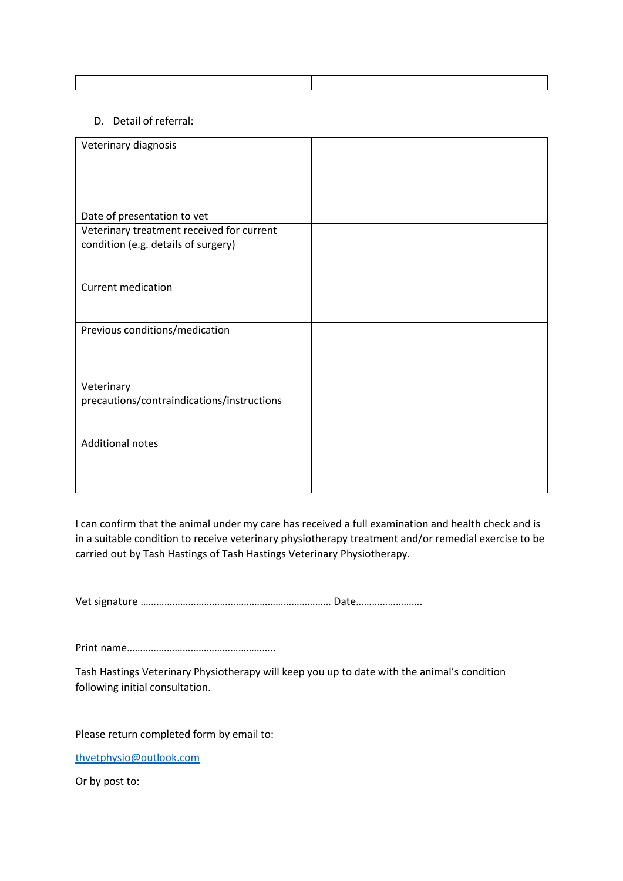| | |
|---|---|
| | |

D. Detail of referral:

| | |
|---|---|
| Veterinary diagnosis | |
| Date of presentation to vet | |
| Veterinary treatment received for current condition (e.g. details of surgery) | |
| Current medication | |
| Previous conditions/medication | |
| Veterinary precautions/contraindications/instructions | |
| Additional notes | |

I can confirm that the animal under my care has received a full examination and health check and is in a suitable condition to receive veterinary physiotherapy treatment and/or remedial exercise to be carried out by Tash Hastings of Tash Hastings Veterinary Physiotherapy.

Vet signature ……………………………………………………………… Date…………………….

Print name………………………………………………..

Tash Hastings Veterinary Physiotherapy will keep you up to date with the animal's condition following initial consultation.

Please return completed form by email to:

thvetphysio@outlook.com

Or by post to: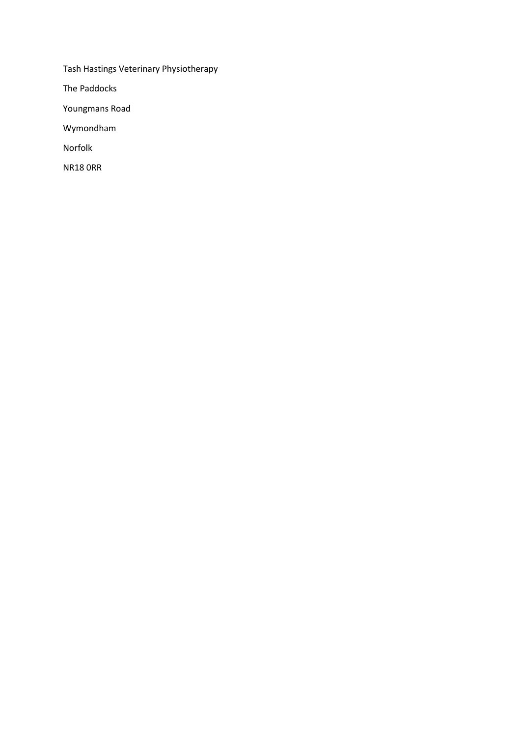Tash Hastings Veterinary Physiotherapy

The Paddocks

Youngmans Road

Wymondham

Norfolk

NR18 0RR